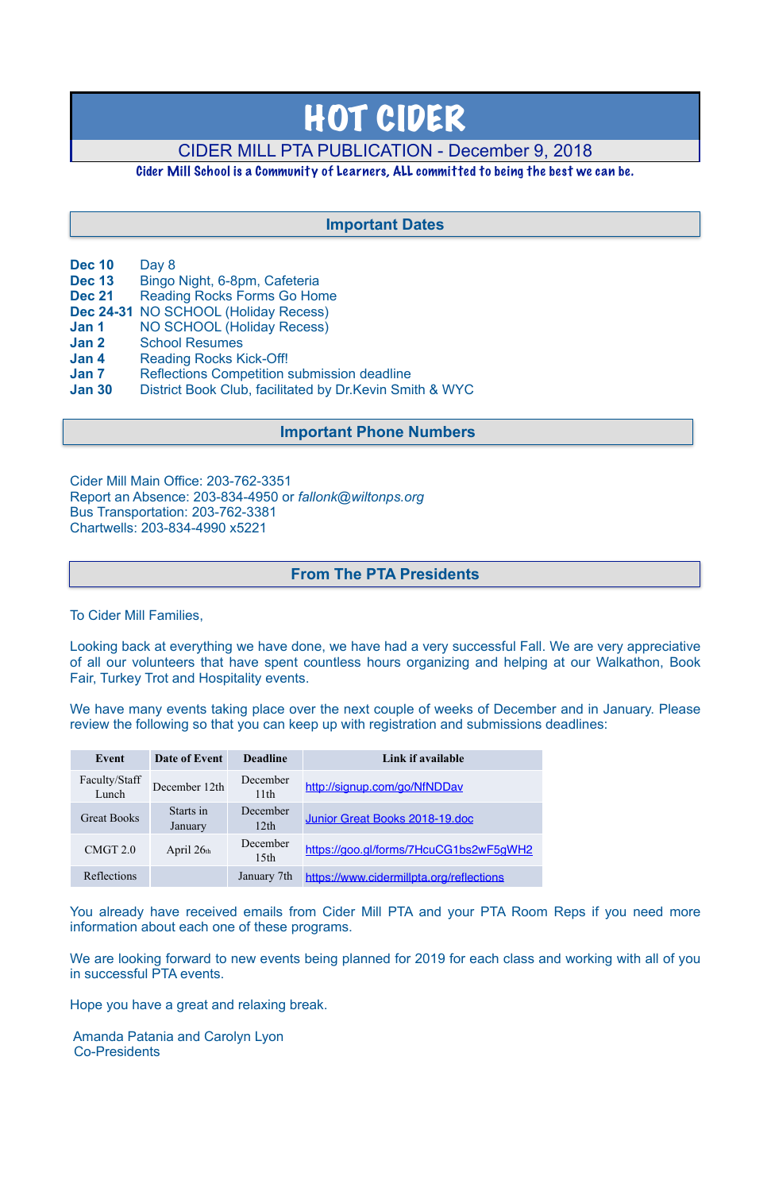# HOT CIDER

## CIDER MILL PTA PUBLICATION - December 9, 2018

Cider Mill School is a Community of Learners, ALL committed to being the best we can be.

## Important Dates

**Dec 10** Day 8
**Dec 13** Bingo Night, 6-8pm, Cafeteria
**Dec 21** Reading Rocks Forms Go Home
**Dec 24-31** NO SCHOOL (Holiday Recess)
**Jan 1** NO SCHOOL (Holiday Recess)
**Jan 2** School Resumes
**Jan 4** Reading Rocks Kick-Off!
**Jan 7** Reflections Competition submission deadline
**Jan 30** District Book Club, facilitated by Dr.Kevin Smith & WYC

## Important Phone Numbers

Cider Mill Main Office: 203-762-3351
Report an Absence: 203-834-4950 or *fallonk@wiltonps.org*
Bus Transportation: 203-762-3381
Chartwells: 203-834-4990 x5221

## From The PTA Presidents

To Cider Mill Families,

Looking back at everything we have done, we have had a very successful Fall. We are very appreciative of all our volunteers that have spent countless hours organizing and helping at our Walkathon, Book Fair, Turkey Trot and Hospitality events.

We have many events taking place over the next couple of weeks of December and in January. Please review the following so that you can keep up with registration and submissions deadlines:

| Event | Date of Event | Deadline | Link if available |
| --- | --- | --- | --- |
| Faculty/Staff Lunch | December 12th | December 11th | http://signup.com/go/NfNDDav |
| Great Books | Starts in January | December 12th | Junior Great Books 2018-19.doc |
| CMGT 2.0 | April 26th | December 15th | https://goo.gl/forms/7HcuCG1bs2wF5gWH2 |
| Reflections | | January 7th | https://www.cidermillpta.org/reflections |

You already have received emails from Cider Mill PTA and your PTA Room Reps if you need more information about each one of these programs.

We are looking forward to new events being planned for 2019 for each class and working with all of you in successful PTA events.

Hope you have a great and relaxing break.

Amanda Patania and Carolyn Lyon
Co-Presidents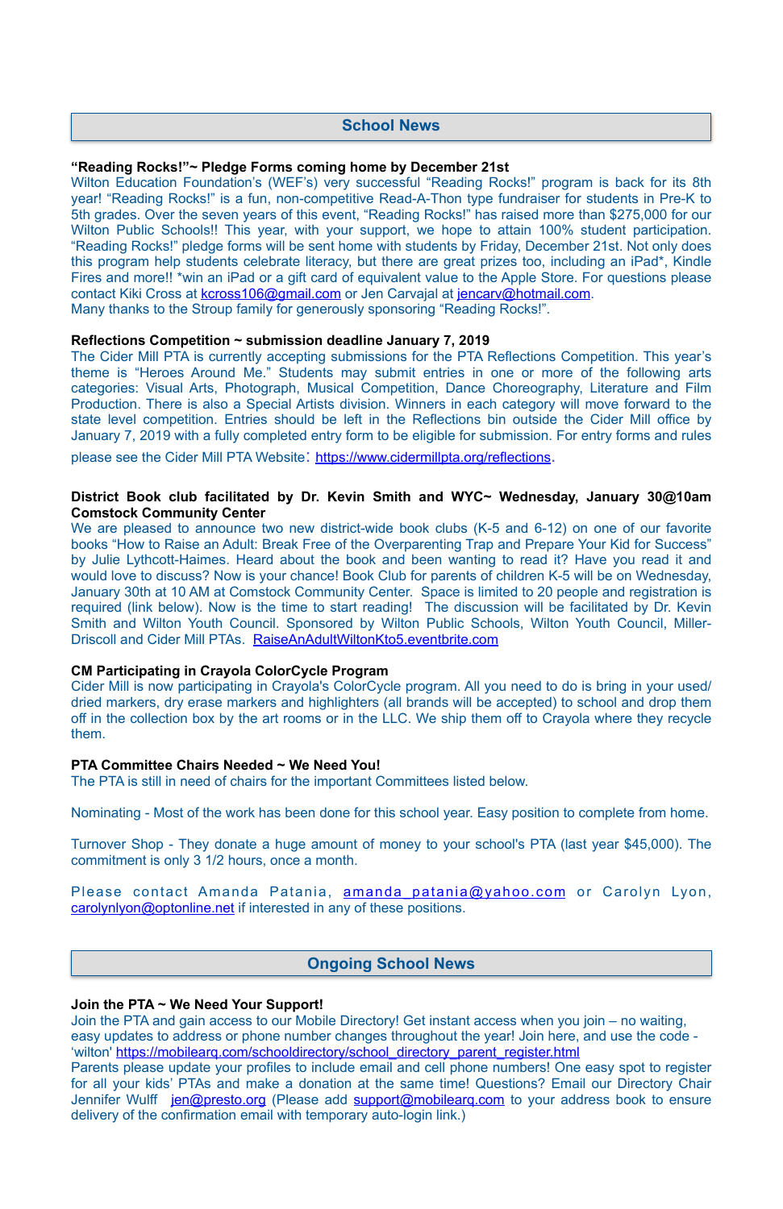## School News

**"Reading Rocks!"~ Pledge Forms coming home by December 21st**

Wilton Education Foundation's (WEF's) very successful "Reading Rocks!" program is back for its 8th year! "Reading Rocks!" is a fun, non-competitive Read-A-Thon type fundraiser for students in Pre-K to 5th grades. Over the seven years of this event, "Reading Rocks!" has raised more than $275,000 for our Wilton Public Schools!! This year, with your support, we hope to attain 100% student participation. "Reading Rocks!" pledge forms will be sent home with students by Friday, December 21st. Not only does this program help students celebrate literacy, but there are great prizes too, including an iPad*, Kindle Fires and more!! *win an iPad or a gift card of equivalent value to the Apple Store. For questions please contact Kiki Cross at kcross106@gmail.com or Jen Carvajal at jencarv@hotmail.com.
Many thanks to the Stroup family for generously sponsoring "Reading Rocks!".

**Reflections Competition ~ submission deadline January 7, 2019**

The Cider Mill PTA is currently accepting submissions for the PTA Reflections Competition. This year's theme is "Heroes Around Me." Students may submit entries in one or more of the following arts categories: Visual Arts, Photograph, Musical Competition, Dance Choreography, Literature and Film Production. There is also a Special Artists division. Winners in each category will move forward to the state level competition. Entries should be left in the Reflections bin outside the Cider Mill office by January 7, 2019 with a fully completed entry form to be eligible for submission. For entry forms and rules please see the Cider Mill PTA Website: https://www.cidermillpta.org/reflections.

**District Book club facilitated by Dr. Kevin Smith and WYC~ Wednesday, January 30@10am Comstock Community Center**

We are pleased to announce two new district-wide book clubs (K-5 and 6-12) on one of our favorite books "How to Raise an Adult: Break Free of the Overparenting Trap and Prepare Your Kid for Success" by Julie Lythcott-Haimes. Heard about the book and been wanting to read it? Have you read it and would love to discuss? Now is your chance! Book Club for parents of children K-5 will be on Wednesday, January 30th at 10 AM at Comstock Community Center. Space is limited to 20 people and registration is required (link below). Now is the time to start reading! The discussion will be facilitated by Dr. Kevin Smith and Wilton Youth Council. Sponsored by Wilton Public Schools, Wilton Youth Council, Miller-Driscoll and Cider Mill PTAs. RaiseAnAdultWiltonKto5.eventbrite.com

**CM Participating in Crayola ColorCycle Program**

Cider Mill is now participating in Crayola's ColorCycle program. All you need to do is bring in your used/dried markers, dry erase markers and highlighters (all brands will be accepted) to school and drop them off in the collection box by the art rooms or in the LLC. We ship them off to Crayola where they recycle them.

**PTA Committee Chairs Needed ~ We Need You!**

The PTA is still in need of chairs for the important Committees listed below.

Nominating - Most of the work has been done for this school year. Easy position to complete from home.

Turnover Shop - They donate a huge amount of money to your school's PTA (last year $45,000). The commitment is only 3 1/2 hours, once a month.

Please contact Amanda Patania, amanda_patania@yahoo.com or Carolyn Lyon, carolynlyon@optonline.net if interested in any of these positions.

## Ongoing School News

**Join the PTA ~ We Need Your Support!**

Join the PTA and gain access to our Mobile Directory! Get instant access when you join – no waiting, easy updates to address or phone number changes throughout the year! Join here, and use the code - 'wilton' https://mobilearq.com/schooldirectory/school_directory_parent_register.html
Parents please update your profiles to include email and cell phone numbers! One easy spot to register for all your kids' PTAs and make a donation at the same time! Questions? Email our Directory Chair Jennifer Wulff jen@presto.org (Please add support@mobilearq.com to your address book to ensure delivery of the confirmation email with temporary auto-login link.)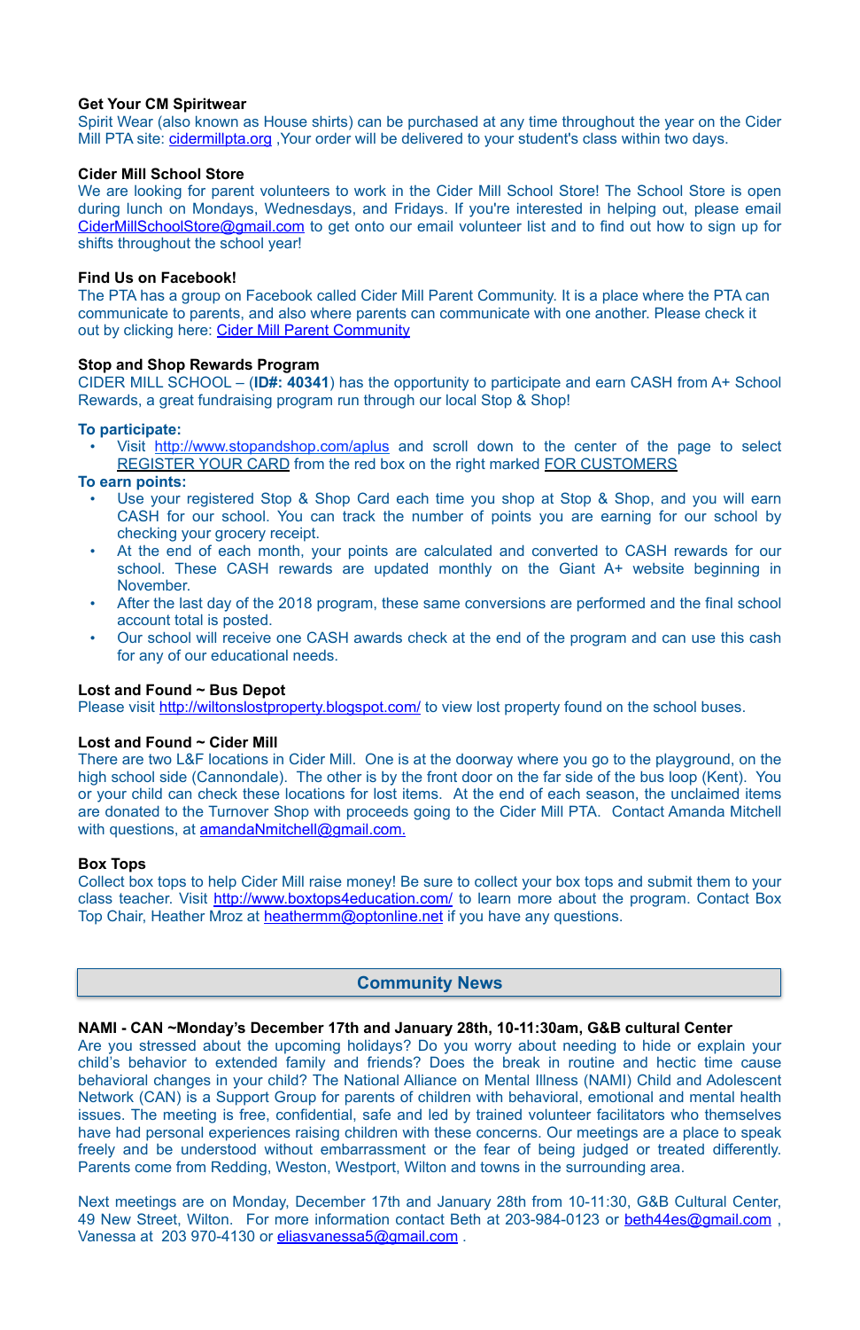**Get Your CM Spiritwear**

Spirit Wear (also known as House shirts) can be purchased at any time throughout the year on the Cider Mill PTA site: cidermillpta.org ,Your order will be delivered to your student's class within two days.

**Cider Mill School Store**

We are looking for parent volunteers to work in the Cider Mill School Store! The School Store is open during lunch on Mondays, Wednesdays, and Fridays. If you're interested in helping out, please email CiderMillSchoolStore@gmail.com to get onto our email volunteer list and to find out how to sign up for shifts throughout the school year!

**Find Us on Facebook!**

The PTA has a group on Facebook called Cider Mill Parent Community. It is a place where the PTA can communicate to parents, and also where parents can communicate with one another. Please check it out by clicking here: Cider Mill Parent Community

**Stop and Shop Rewards Program**

CIDER MILL SCHOOL – (**ID#: 40341**) has the opportunity to participate and earn CASH from A+ School Rewards, a great fundraising program run through our local Stop & Shop!

**To participate:**

- Visit http://www.stopandshop.com/aplus and scroll down to the center of the page to select REGISTER YOUR CARD from the red box on the right marked FOR CUSTOMERS

**To earn points:**

- Use your registered Stop & Shop Card each time you shop at Stop & Shop, and you will earn CASH for our school. You can track the number of points you are earning for our school by checking your grocery receipt.
- At the end of each month, your points are calculated and converted to CASH rewards for our school. These CASH rewards are updated monthly on the Giant A+ website beginning in November.
- After the last day of the 2018 program, these same conversions are performed and the final school account total is posted.
- Our school will receive one CASH awards check at the end of the program and can use this cash for any of our educational needs.

**Lost and Found ~ Bus Depot**

Please visit http://wiltonslostproperty.blogspot.com/ to view lost property found on the school buses.

**Lost and Found ~ Cider Mill**

There are two L&F locations in Cider Mill. One is at the doorway where you go to the playground, on the high school side (Cannondale). The other is by the front door on the far side of the bus loop (Kent). You or your child can check these locations for lost items. At the end of each season, the unclaimed items are donated to the Turnover Shop with proceeds going to the Cider Mill PTA. Contact Amanda Mitchell with questions, at amandaNmitchell@gmail.com.

**Box Tops**

Collect box tops to help Cider Mill raise money! Be sure to collect your box tops and submit them to your class teacher. Visit http://www.boxtops4education.com/ to learn more about the program. Contact Box Top Chair, Heather Mroz at heathermm@optonline.net if you have any questions.

## Community News

**NAMI - CAN ~Monday's December 17th and January 28th, 10-11:30am, G&B cultural Center**

Are you stressed about the upcoming holidays? Do you worry about needing to hide or explain your child's behavior to extended family and friends? Does the break in routine and hectic time cause behavioral changes in your child? The National Alliance on Mental Illness (NAMI) Child and Adolescent Network (CAN) is a Support Group for parents of children with behavioral, emotional and mental health issues. The meeting is free, confidential, safe and led by trained volunteer facilitators who themselves have had personal experiences raising children with these concerns. Our meetings are a place to speak freely and be understood without embarrassment or the fear of being judged or treated differently. Parents come from Redding, Weston, Westport, Wilton and towns in the surrounding area.

Next meetings are on Monday, December 17th and January 28th from 10-11:30, G&B Cultural Center, 49 New Street, Wilton. For more information contact Beth at 203-984-0123 or beth44es@gmail.com , Vanessa at 203 970-4130 or eliasvanessa5@gmail.com .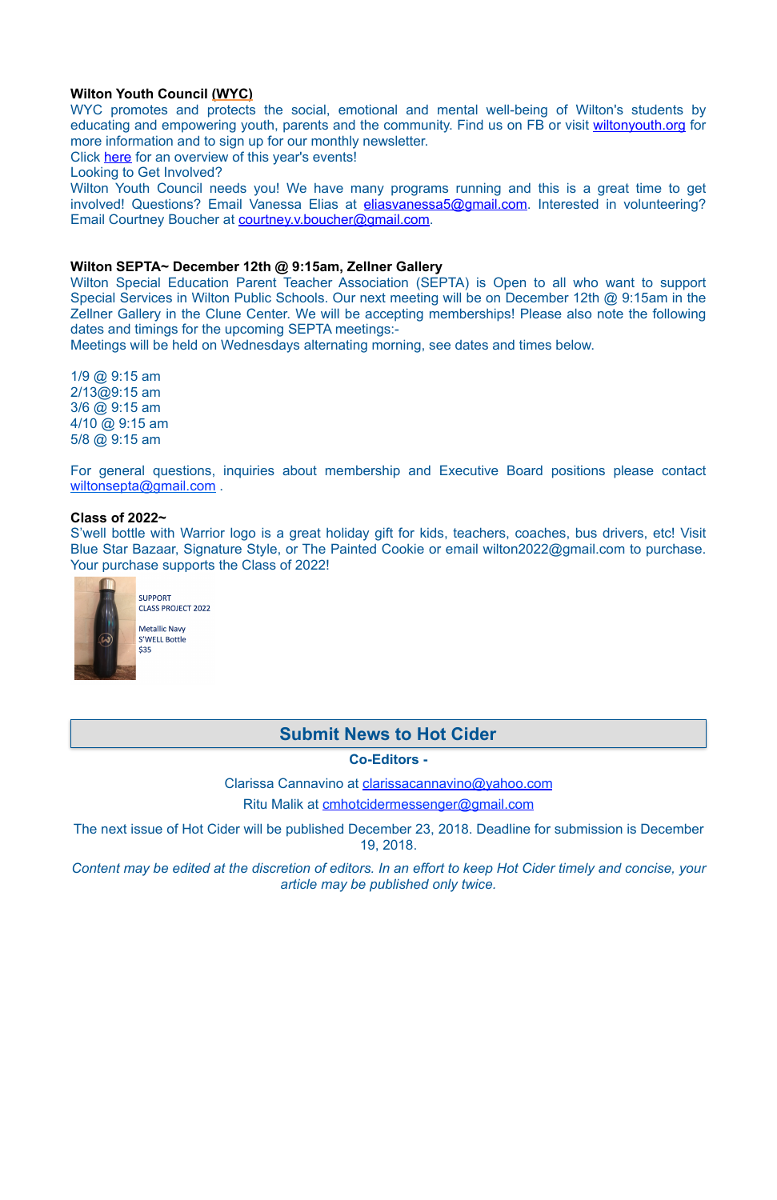**Wilton Youth Council (WYC)**

WYC promotes and protects the social, emotional and mental well-being of Wilton's students by educating and empowering youth, parents and the community. Find us on FB or visit [wiltonyouth.org](wiltonyouth.org) for more information and to sign up for our monthly newsletter.

Click [here](here) for an overview of this year's events!

Looking to Get Involved?

Wilton Youth Council needs you! We have many programs running and this is a great time to get involved! Questions? Email Vanessa Elias at eliasvanessa5@gmail.com. Interested in volunteering? Email Courtney Boucher at courtney.v.boucher@gmail.com.

**Wilton SEPTA~ December 12th @ 9:15am, Zellner Gallery**

Wilton Special Education Parent Teacher Association (SEPTA) is Open to all who want to support Special Services in Wilton Public Schools. Our next meeting will be on December 12th @ 9:15am in the Zellner Gallery in the Clune Center. We will be accepting memberships! Please also note the following dates and timings for the upcoming SEPTA meetings:-

Meetings will be held on Wednesdays alternating morning, see dates and times below.

1/9 @ 9:15 am
2/13@9:15 am
3/6 @ 9:15 am
4/10 @ 9:15 am
5/8 @ 9:15 am

For general questions, inquiries about membership and Executive Board positions please contact wiltonsepta@gmail.com .

**Class of 2022~**

S'well bottle with Warrior logo is a great holiday gift for kids, teachers, coaches, bus drivers, etc! Visit Blue Star Bazaar, Signature Style, or The Painted Cookie or email wilton2022@gmail.com to purchase. Your purchase supports the Class of 2022!

SUPPORT
CLASS PROJECT 2022

Metallic Navy
S'WELL Bottle
$35

## Submit News to Hot Cider

**Co-Editors -**

Clarissa Cannavino at clarissacannavino@yahoo.com

Ritu Malik at cmhotcidermessenger@gmail.com

The next issue of Hot Cider will be published December 23, 2018. Deadline for submission is December 19, 2018.

*Content may be edited at the discretion of editors. In an effort to keep Hot Cider timely and concise, your article may be published only twice.*